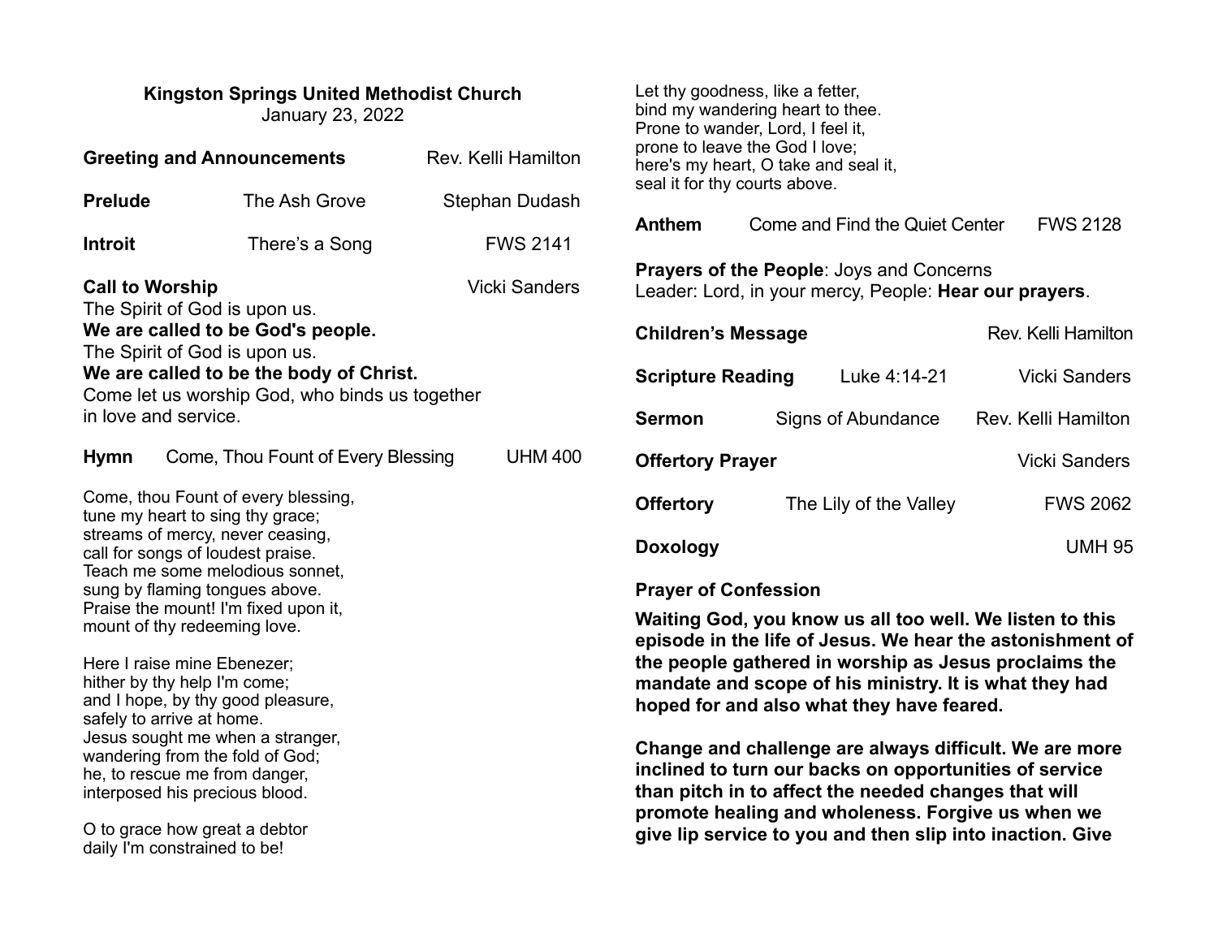**Kingston Springs United Methodist Church**
January 23, 2022

**Greeting and Announcements** Rev. Kelli Hamilton

**Prelude** The Ash Grove Stephan Dudash

**Introit** There's a Song FWS 2141

**Call to Worship** Vicki Sanders

The Spirit of God is upon us.
**We are called to be God's people.**
The Spirit of God is upon us.
**We are called to be the body of Christ.**
Come let us worship God, who binds us together in love and service.

**Hymn** Come, Thou Fount of Every Blessing UHM 400

Come, thou Fount of every blessing,
tune my heart to sing thy grace;
streams of mercy, never ceasing,
call for songs of loudest praise.
Teach me some melodious sonnet,
sung by flaming tongues above.
Praise the mount! I'm fixed upon it,
mount of thy redeeming love.

Here I raise mine Ebenezer;
hither by thy help I'm come;
and I hope, by thy good pleasure,
safely to arrive at home.
Jesus sought me when a stranger,
wandering from the fold of God;
he, to rescue me from danger,
interposed his precious blood.

O to grace how great a debtor
daily I'm constrained to be!
Let thy goodness, like a fetter,
bind my wandering heart to thee.
Prone to wander, Lord, I feel it,
prone to leave the God I love;
here's my heart, O take and seal it,
seal it for thy courts above.

**Anthem** Come and Find the Quiet Center FWS 2128

**Prayers of the People**: Joys and Concerns
Leader: Lord, in your mercy, People: **Hear our prayers**.

**Children's Message** Rev. Kelli Hamilton

**Scripture Reading** Luke 4:14-21 Vicki Sanders

**Sermon** Signs of Abundance Rev. Kelli Hamilton

**Offertory Prayer** Vicki Sanders

**Offertory** The Lily of the Valley FWS 2062

**Doxology** UMH 95

**Prayer of Confession**

**Waiting God, you know us all too well. We listen to this episode in the life of Jesus. We hear the astonishment of the people gathered in worship as Jesus proclaims the mandate and scope of his ministry. It is what they had hoped for and also what they have feared.**

**Change and challenge are always difficult. We are more inclined to turn our backs on opportunities of service than pitch in to affect the needed changes that will promote healing and wholeness. Forgive us when we give lip service to you and then slip into inaction. Give**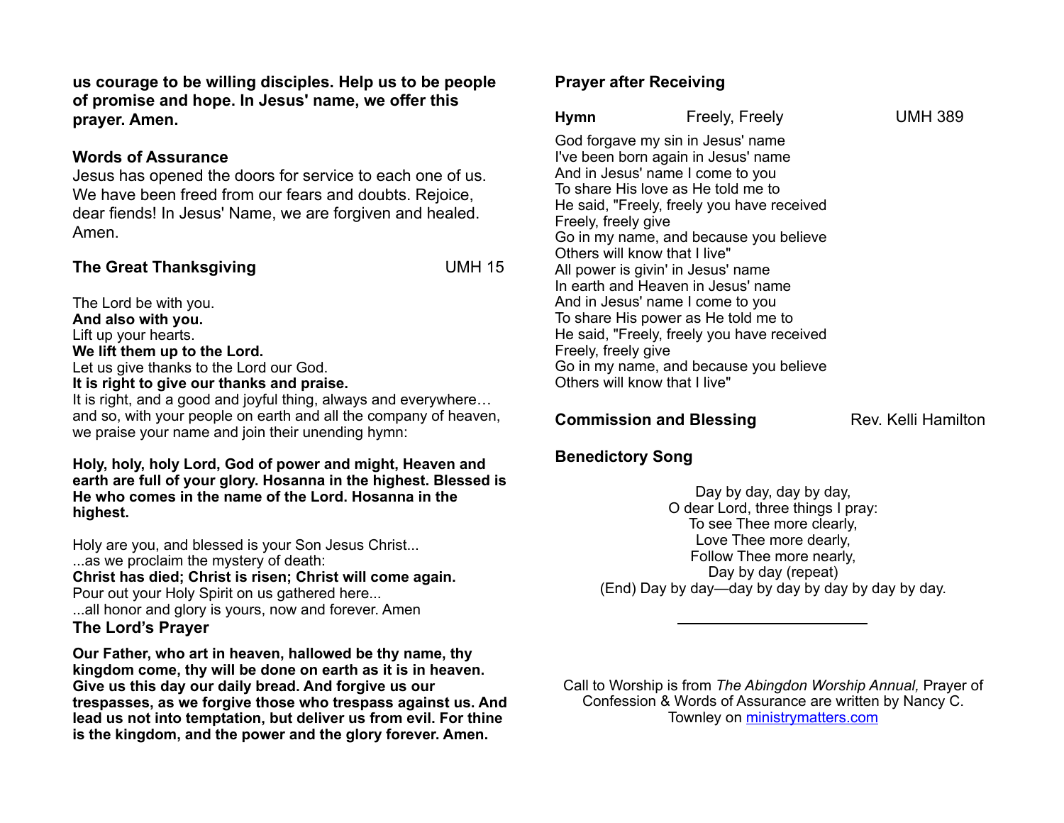**us courage to be willing disciples. Help us to be people of promise and hope. In Jesus' name, we offer this prayer. Amen.**

### Words of Assurance

Jesus has opened the doors for service to each one of us. We have been freed from our fears and doubts. Rejoice, dear fiends! In Jesus' Name, we are forgiven and healed. Amen.

### The Great Thanksgiving — UMH 15

The Lord be with you.
**And also with you.**
Lift up your hearts.
**We lift them up to the Lord.**
Let us give thanks to the Lord our God.
**It is right to give our thanks and praise.**
It is right, and a good and joyful thing, always and everywhere… and so, with your people on earth and all the company of heaven, we praise your name and join their unending hymn:

**Holy, holy, holy Lord, God of power and might, Heaven and earth are full of your glory. Hosanna in the highest. Blessed is He who comes in the name of the Lord. Hosanna in the highest.**

Holy are you, and blessed is your Son Jesus Christ...
...as we proclaim the mystery of death:
**Christ has died; Christ is risen; Christ will come again.**
Pour out your Holy Spirit on us gathered here...
...all honor and glory is yours, now and forever. Amen

### The Lord's Prayer

**Our Father, who art in heaven, hallowed be thy name, thy kingdom come, thy will be done on earth as it is in heaven. Give us this day our daily bread. And forgive us our trespasses, as we forgive those who trespass against us. And lead us not into temptation, but deliver us from evil. For thine is the kingdom, and the power and the glory forever. Amen.**

### Prayer after Receiving

**Hymn** — Freely, Freely — UMH 389

God forgave my sin in Jesus' name
I've been born again in Jesus' name
And in Jesus' name I come to you
To share His love as He told me to
He said, "Freely, freely you have received
Freely, freely give
Go in my name, and because you believe
Others will know that I live"
All power is givin' in Jesus' name
In earth and Heaven in Jesus' name
And in Jesus' name I come to you
To share His power as He told me to
He said, "Freely, freely you have received
Freely, freely give
Go in my name, and because you believe
Others will know that I live"

### Commission and Blessing — Rev. Kelli Hamilton

### Benedictory Song

Day by day, day by day,
O dear Lord, three things I pray:
To see Thee more clearly,
Love Thee more dearly,
Follow Thee more nearly,
Day by day (repeat)
(End) Day by day—day by day by day by day by day.

---

Call to Worship is from *The Abingdon Worship Annual,* Prayer of Confession & Words of Assurance are written by Nancy C. Townley on [ministrymatters.com](ministrymatters.com)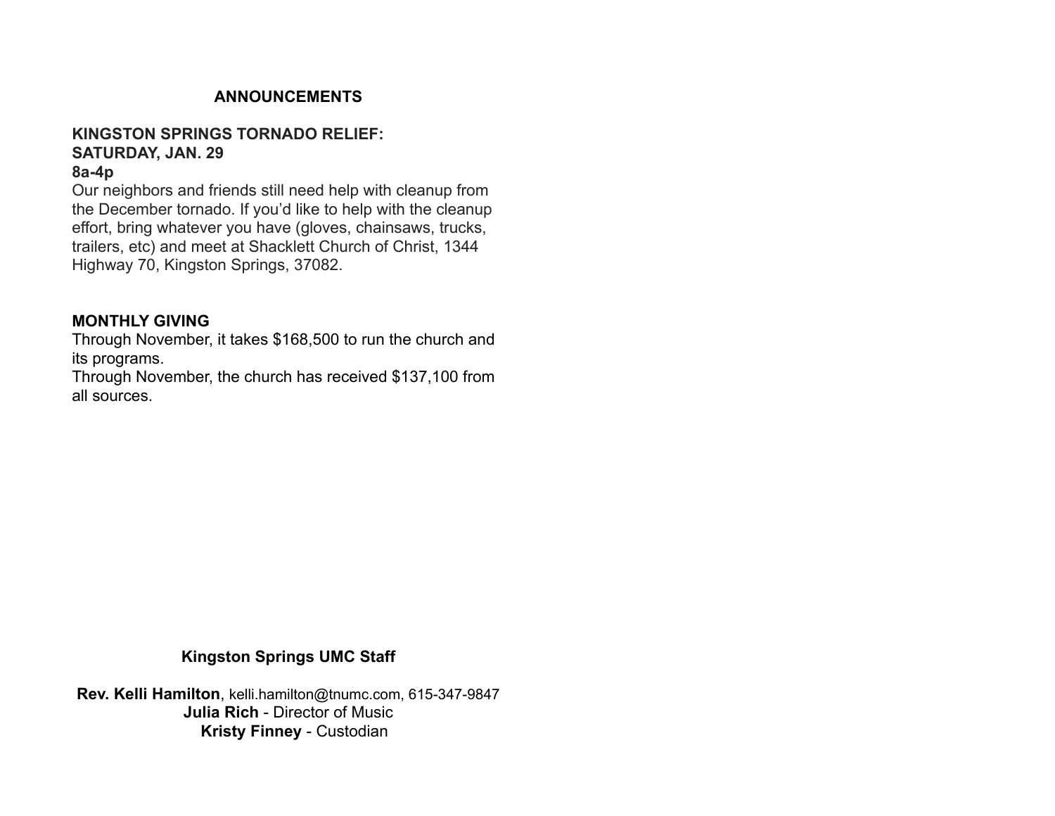## ANNOUNCEMENTS

**KINGSTON SPRINGS TORNADO RELIEF:**
**SATURDAY, JAN. 29**
**8a-4p**

Our neighbors and friends still need help with cleanup from the December tornado. If you'd like to help with the cleanup effort, bring whatever you have (gloves, chainsaws, trucks, trailers, etc) and meet at Shacklett Church of Christ, 1344 Highway 70, Kingston Springs, 37082.

**MONTHLY GIVING**

Through November, it takes $168,500 to run the church and its programs.
Through November, the church has received $137,100 from all sources.

### Kingston Springs UMC Staff

**Rev. Kelli Hamilton**, kelli.hamilton@tnumc.com, 615-347-9847
**Julia Rich** - Director of Music
**Kristy Finney** - Custodian